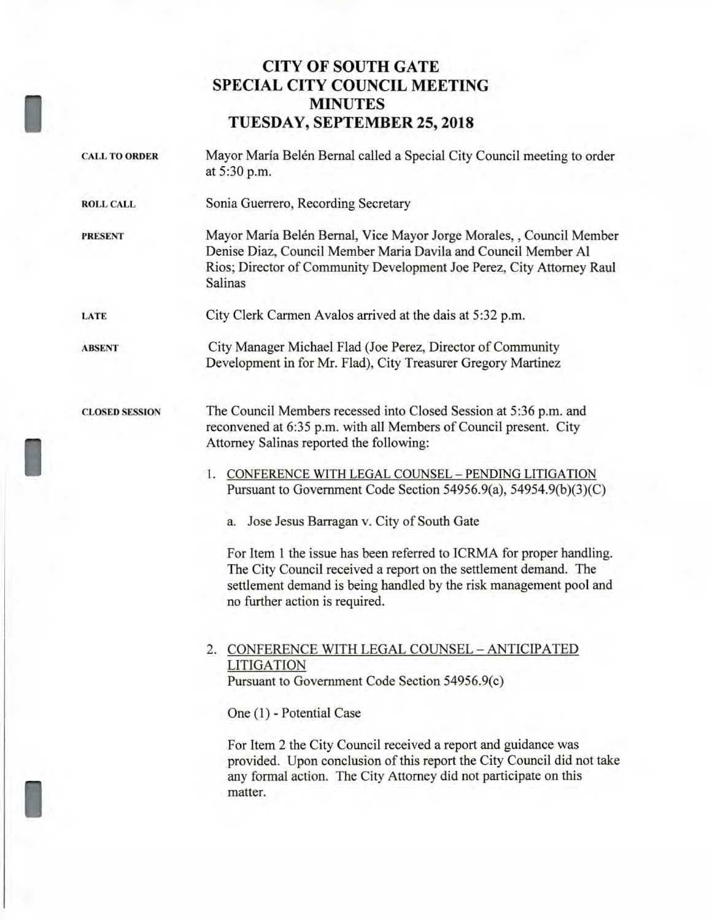# CITY OF SOUTH GATE
# SPECIAL CITY COUNCIL MEETING
# MINUTES
# TUESDAY, SEPTEMBER 25, 2018

**CALL TO ORDER**

Mayor María Belén Bernal called a Special City Council meeting to order at 5:30 p.m.

**ROLL CALL**

Sonia Guerrero, Recording Secretary

**PRESENT**

Mayor María Belén Bernal, Vice Mayor Jorge Morales, , Council Member Denise Diaz, Council Member Maria Davila and Council Member Al Rios; Director of Community Development Joe Perez, City Attorney Raul Salinas

**LATE**

City Clerk Carmen Avalos arrived at the dais at 5:32 p.m.

**ABSENT**

City Manager Michael Flad (Joe Perez, Director of Community Development in for Mr. Flad), City Treasurer Gregory Martinez

**CLOSED SESSION**

The Council Members recessed into Closed Session at 5:36 p.m. and reconvened at 6:35 p.m. with all Members of Council present. City Attorney Salinas reported the following:

1. CONFERENCE WITH LEGAL COUNSEL – PENDING LITIGATION
   Pursuant to Government Code Section 54956.9(a), 54954.9(b)(3)(C)

   a. Jose Jesus Barragan v. City of South Gate

   For Item 1 the issue has been referred to ICRMA for proper handling. The City Council received a report on the settlement demand. The settlement demand is being handled by the risk management pool and no further action is required.

2. CONFERENCE WITH LEGAL COUNSEL – ANTICIPATED LITIGATION
   Pursuant to Government Code Section 54956.9(c)

   One (1) - Potential Case

   For Item 2 the City Council received a report and guidance was provided. Upon conclusion of this report the City Council did not take any formal action. The City Attorney did not participate on this matter.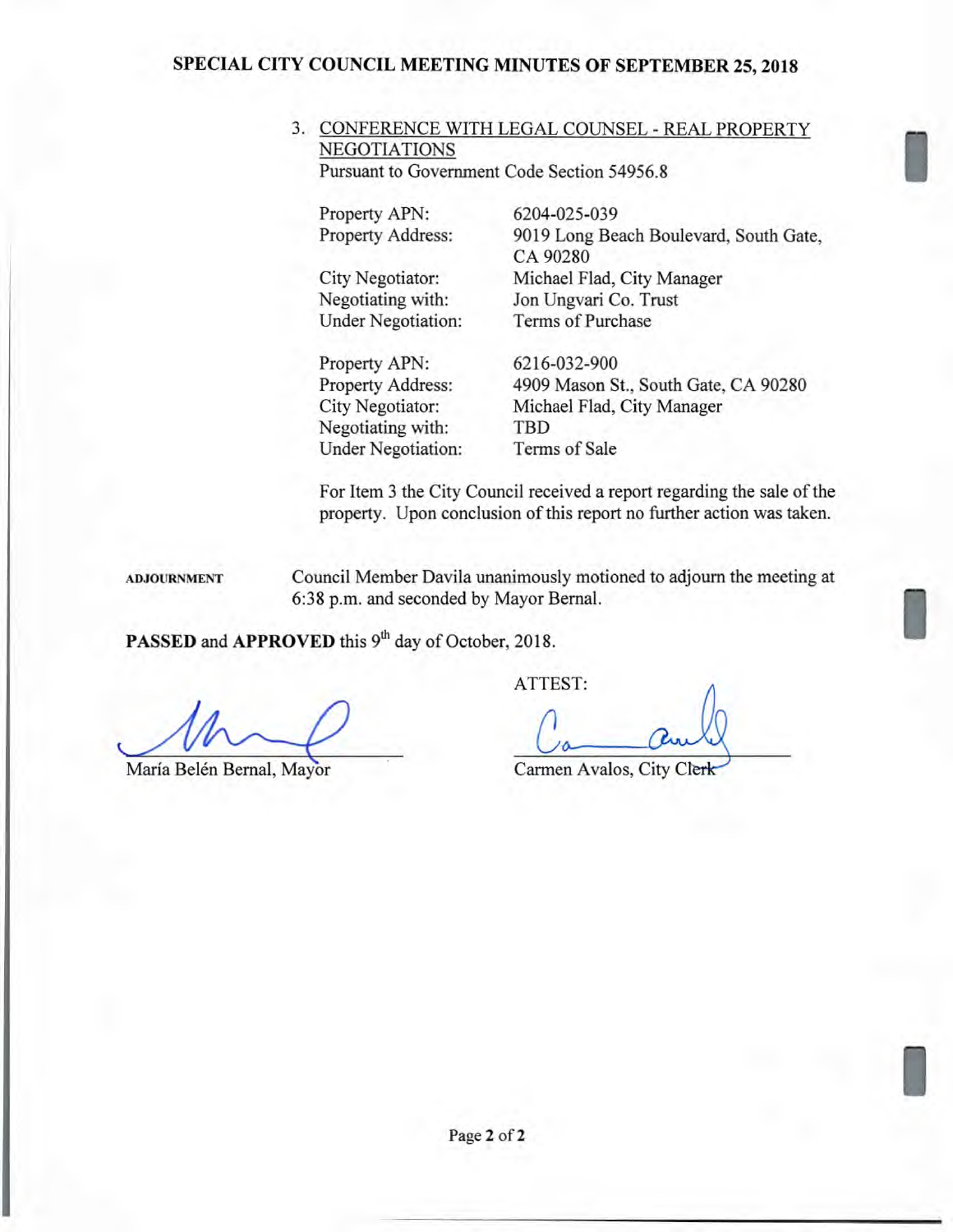# SPECIAL CITY COUNCIL MEETING MINUTES OF SEPTEMBER 25, 2018

3. CONFERENCE WITH LEGAL COUNSEL - REAL PROPERTY NEGOTIATIONS
   Pursuant to Government Code Section 54956.8

   | | |
   |---|---|
   | Property APN: | 6204-025-039 |
   | Property Address: | 9019 Long Beach Boulevard, South Gate, CA 90280 |
   | City Negotiator: | Michael Flad, City Manager |
   | Negotiating with: | Jon Ungvari Co. Trust |
   | Under Negotiation: | Terms of Purchase |

   | | |
   |---|---|
   | Property APN: | 6216-032-900 |
   | Property Address: | 4909 Mason St., South Gate, CA 90280 |
   | City Negotiator: | Michael Flad, City Manager |
   | Negotiating with: | TBD |
   | Under Negotiation: | Terms of Sale |

   For Item 3 the City Council received a report regarding the sale of the property. Upon conclusion of this report no further action was taken.

**ADJOURNMENT** Council Member Davila unanimously motioned to adjourn the meeting at 6:38 p.m. and seconded by Mayor Bernal.

**PASSED** and **APPROVED** this 9th day of October, 2018.

María Belén Bernal, Mayor

ATTEST:

Carmen Avalos, City Clerk